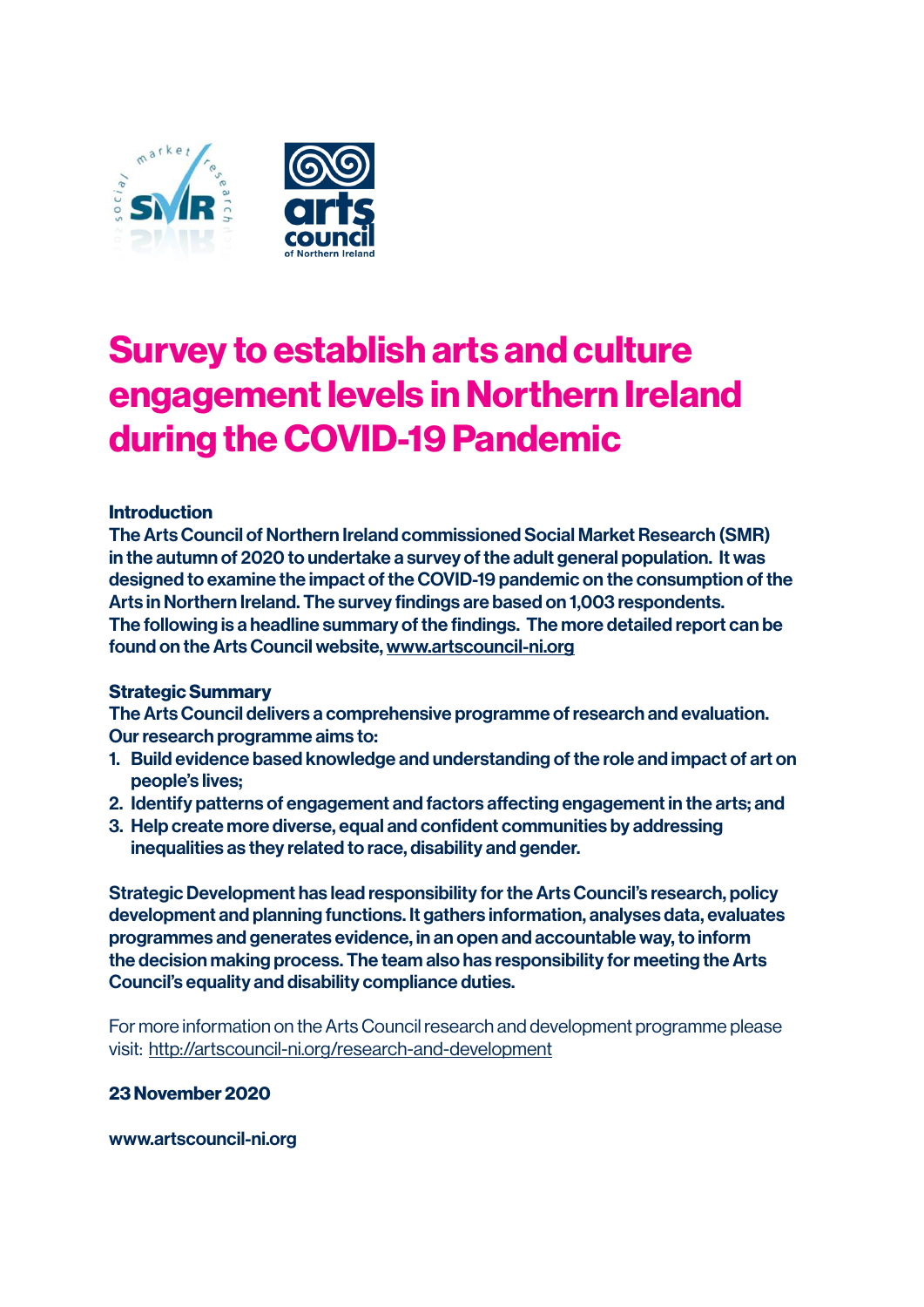# Survey to establish arts and culture engagement levels in Northern Ireland during the COVID-19 Pandemic

**Introduction**

**The Arts Council of Northern Ireland commissioned Social Market Research (SMR) in the autumn of 2020 to undertake a survey of the adult general population. It was designed to examine the impact of the COVID-19 pandemic on the consumption of the Arts in Northern Ireland. The survey findings are based on 1,003 respondents. The following is a headline summary of the findings. The more detailed report can be found on the Arts Council website, www.artscouncil-ni.org**

**Strategic Summary**

**The Arts Council delivers a comprehensive programme of research and evaluation. Our research programme aims to:**

1. **Build evidence based knowledge and understanding of the role and impact of art on people's lives;**
2. **Identify patterns of engagement and factors affecting engagement in the arts; and**
3. **Help create more diverse, equal and confident communities by addressing inequalities as they related to race, disability and gender.**

**Strategic Development has lead responsibility for the Arts Council's research, policy development and planning functions. It gathers information, analyses data, evaluates programmes and generates evidence, in an open and accountable way, to inform the decision making process. The team also has responsibility for meeting the Arts Council's equality and disability compliance duties.**

For more information on the Arts Council research and development programme please visit: http://artscouncil-ni.org/research-and-development

**23 November 2020**

**www.artscouncil-ni.org**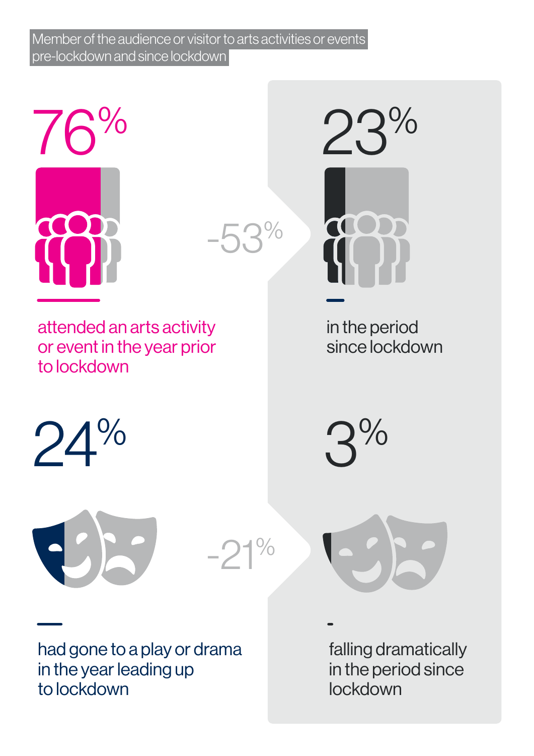Member of the audience or visitor to arts activities or events pre-lockdown and since lockdown

76%

attended an arts activity or event in the year prior to lockdown

-53%

23%

in the period since lockdown

24%

had gone to a play or drama in the year leading up to lockdown

-21%

3%

falling dramatically in the period since lockdown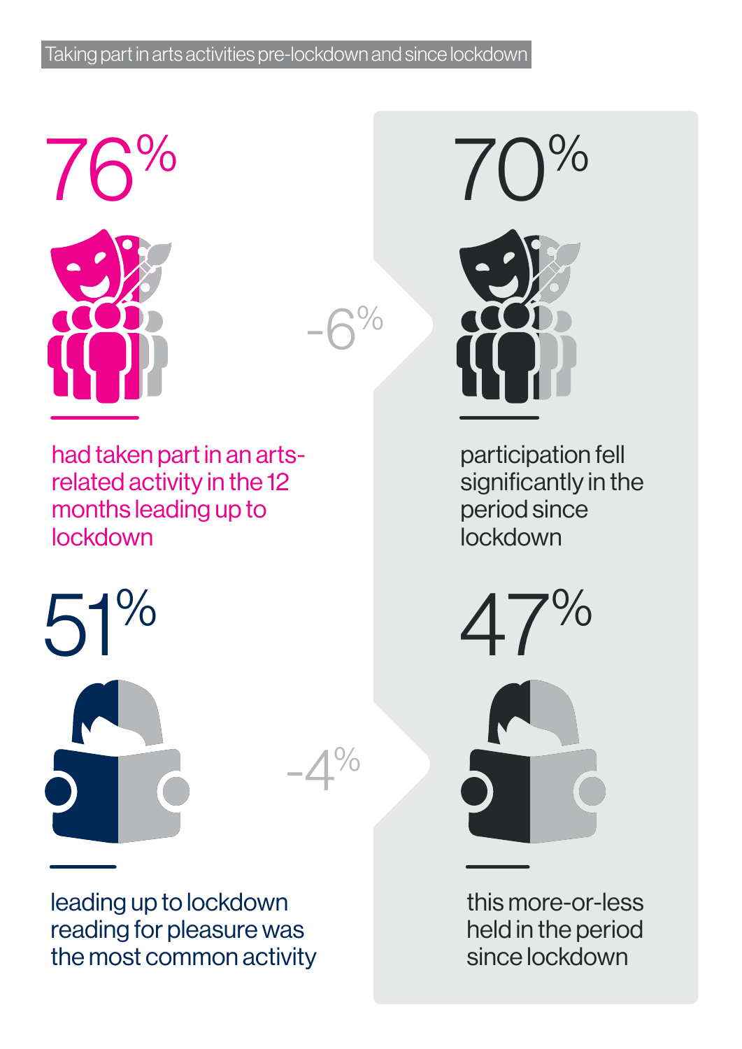## Taking part in arts activities pre-lockdown and since lockdown

**76%**

had taken part in an arts-related activity in the 12 months leading up to lockdown

**-6%**

**70%**

participation fell significantly in the period since lockdown

**51%**

leading up to lockdown reading for pleasure was the most common activity

**-4%**

**47%**

this more-or-less held in the period since lockdown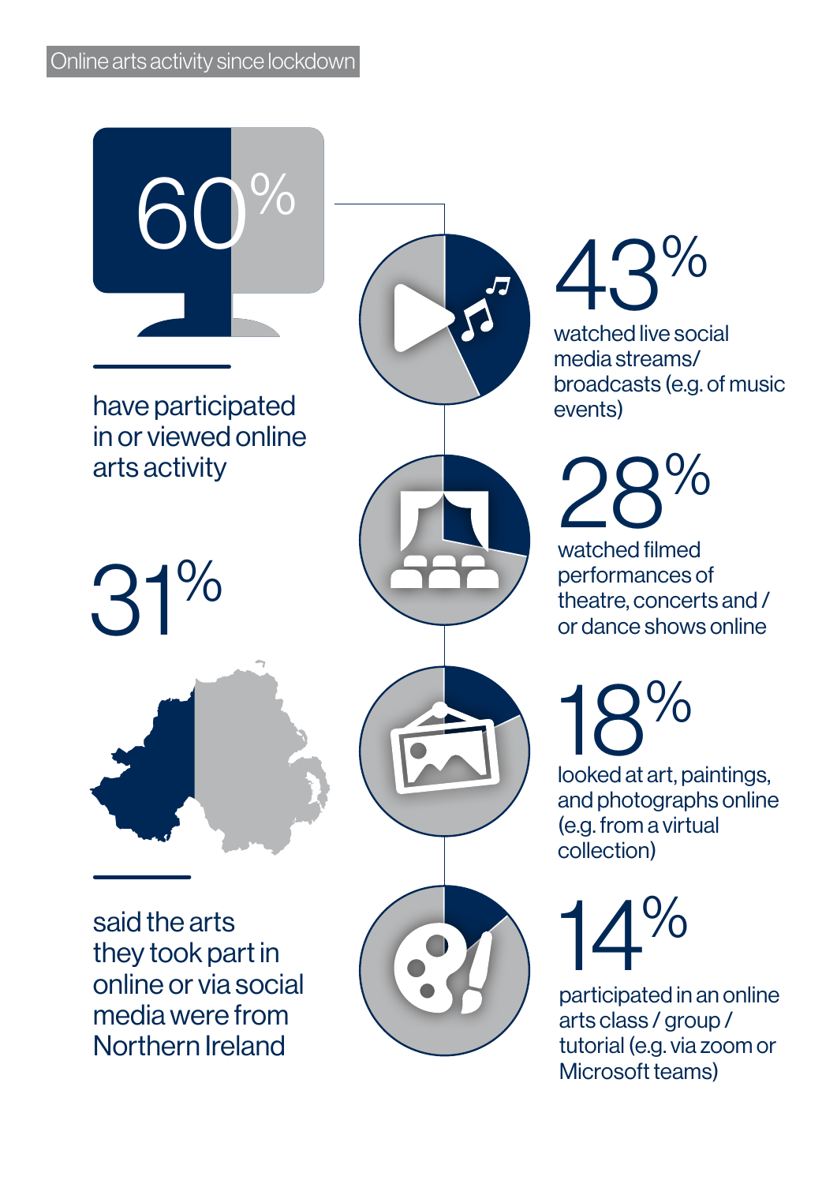## Online arts activity since lockdown

**60%**

have participated in or viewed online arts activity

**43%**

watched live social media streams/ broadcasts (e.g. of music events)

**28%**

watched filmed performances of theatre, concerts and / or dance shows online

**18%**

looked at art, paintings, and photographs online (e.g. from a virtual collection)

**14%**

participated in an online arts class / group / tutorial (e.g. via zoom or Microsoft teams)

**31%**

said the arts they took part in online or via social media were from Northern Ireland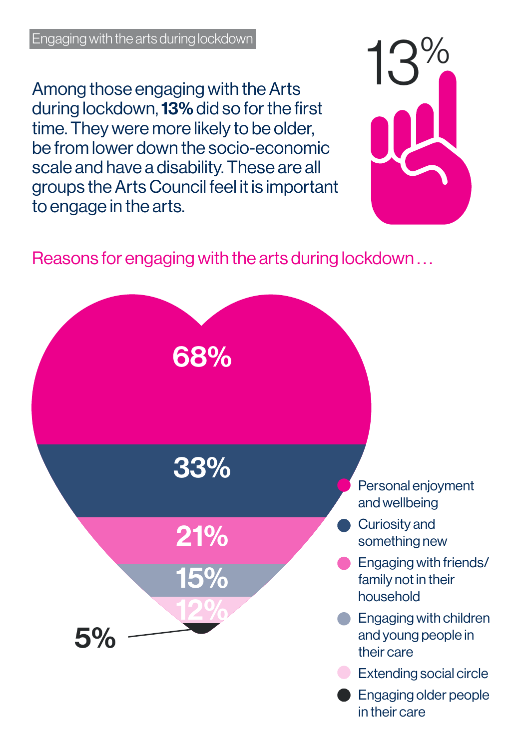Engaging with the arts during lockdown

Among those engaging with the Arts during lockdown, **13%** did so for the first time. They were more likely to be older, be from lower down the socio-economic scale and have a disability. These are all groups the Arts Council feel it is important to engage in the arts.

13%

Reasons for engaging with the arts during lockdown …

| Reason | % |
| --- | --- |
| Personal enjoyment and wellbeing | 68% |
| Curiosity and something new | 33% |
| Engaging with friends/family not in their household | 21% |
| Engaging with children and young people in their care | 15% |
| Extending social circle | 12% |
| Engaging older people in their care | 5% |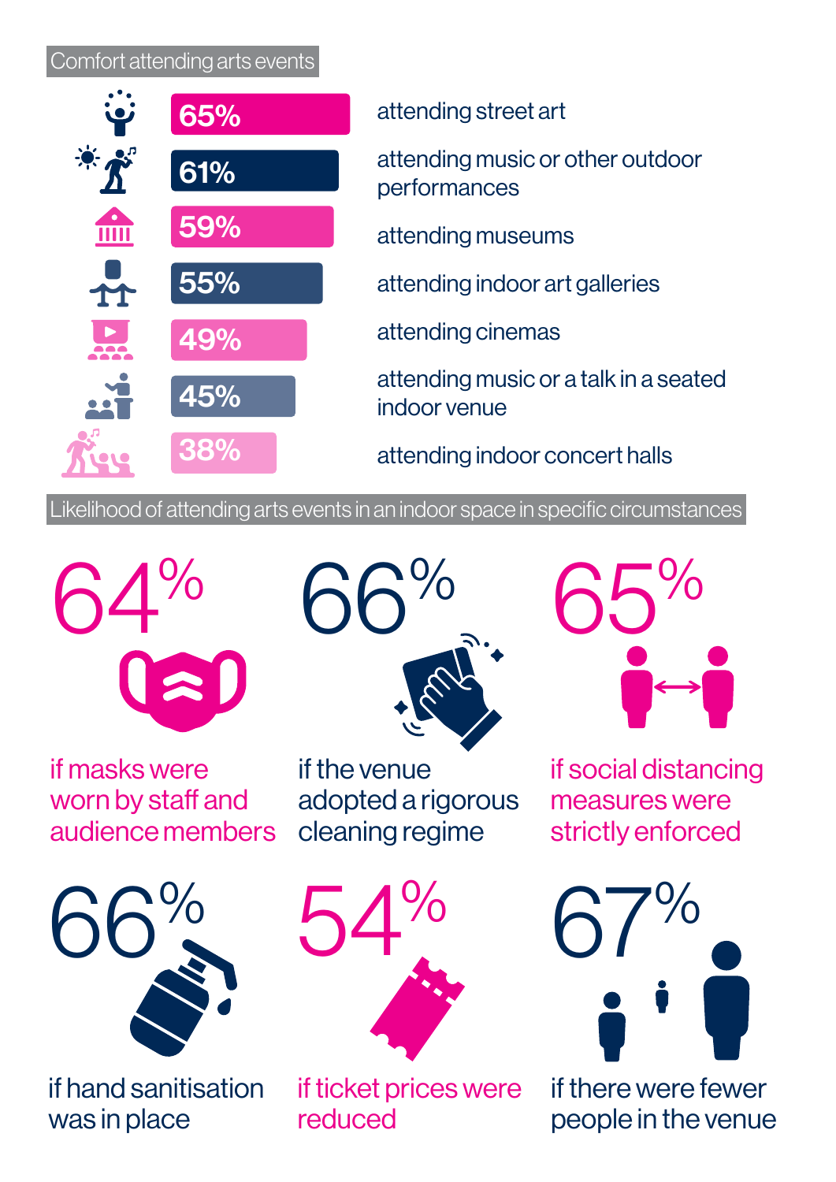## Comfort attending arts events

| | |
|---|---|
| 65% | attending street art |
| 61% | attending music or other outdoor performances |
| 59% | attending museums |
| 55% | attending indoor art galleries |
| 49% | attending cinemas |
| 45% | attending music or a talk in a seated indoor venue |
| 38% | attending indoor concert halls |

## Likelihood of attending arts events in an indoor space in specific circumstances

**64%** if masks were worn by staff and audience members

**66%** if the venue adopted a rigorous cleaning regime

**65%** if social distancing measures were strictly enforced

**66%** if hand sanitisation was in place

**54%** if ticket prices were reduced

**67%** if there were fewer people in the venue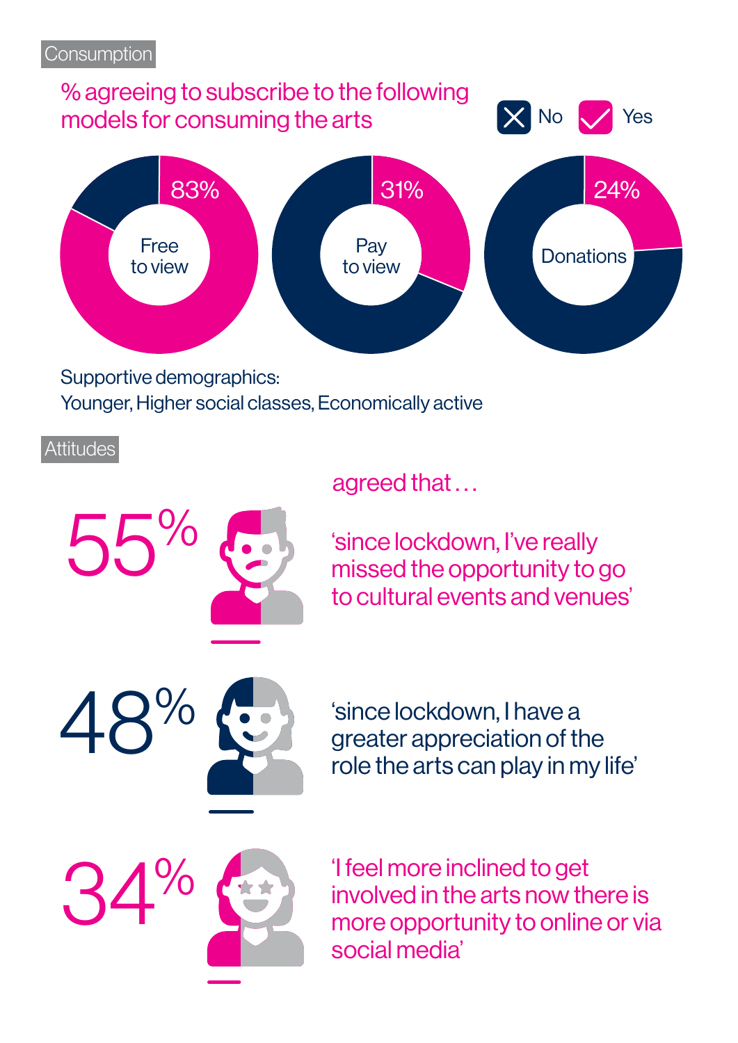## Consumption

% agreeing to subscribe to the following models for consuming the arts

No Yes

83%
Free to view

31%
Pay to view

24%
Donations

Supportive demographics:
Younger, Higher social classes, Economically active

## Attitudes

agreed that . . .

55% 'since lockdown, I've really missed the opportunity to go to cultural events and venues'

48% 'since lockdown, I have a greater appreciation of the role the arts can play in my life'

34% 'I feel more inclined to get involved in the arts now there is more opportunity to online or via social media'